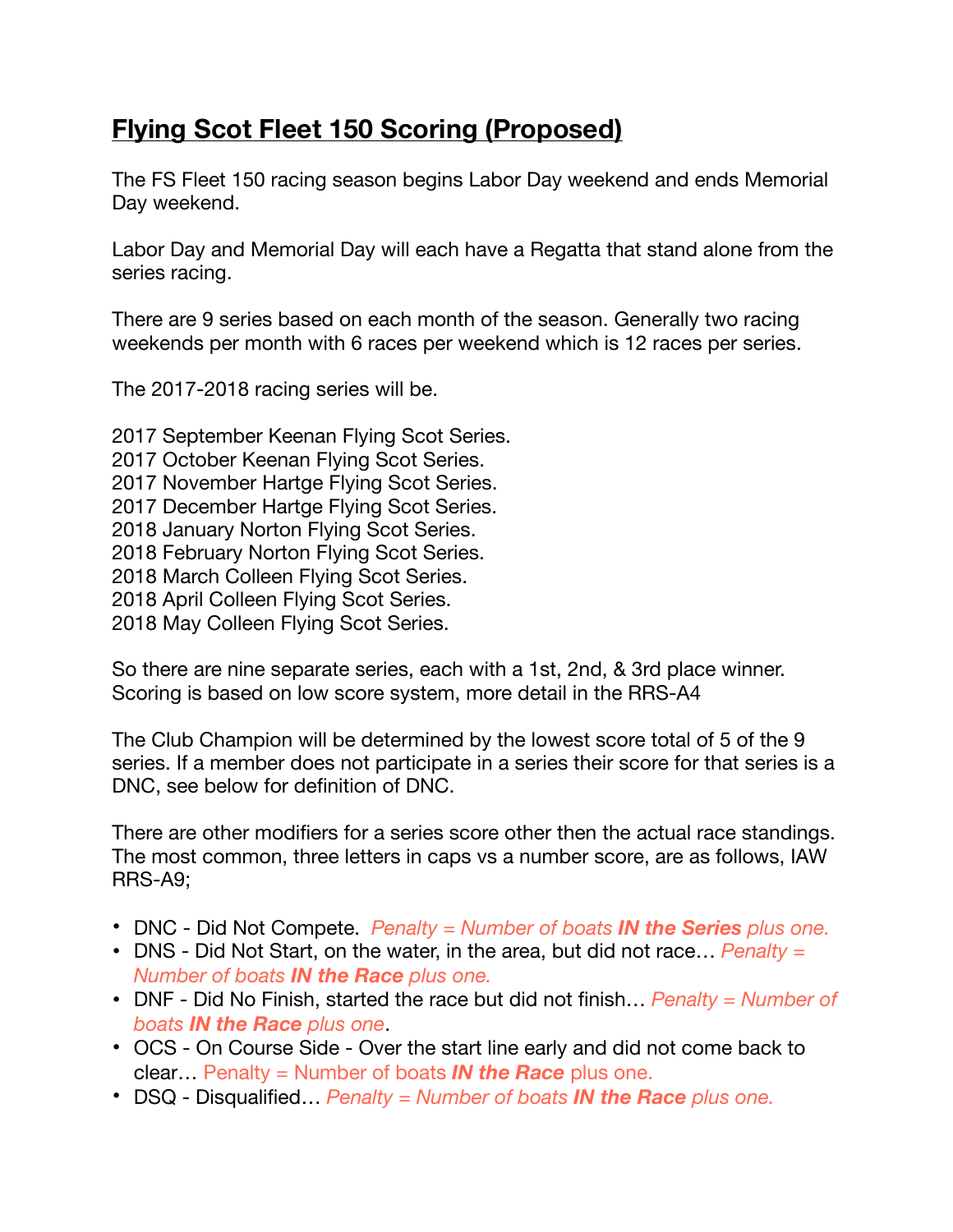# **<u>Flying Scot Fleet 150 Scoring (Proposed)</u>**

The FS Fleet 150 racing season begins Labor Day weekend and ends Memorial Day weekend.

Labor Day and Memorial Day will each have a Regatta that stand alone from the series racing.

There are 9 series based on each month of the season. Generally two racing weekends per month with 6 races per weekend which is 12 races per series.

The 2017-2018 racing series will be.

2017 September Keenan Flying Scot Series.
2017 October Keenan Flying Scot Series.
2017 November Hartge Flying Scot Series.
2017 December Hartge Flying Scot Series.
2018 January Norton Flying Scot Series.
2018 February Norton Flying Scot Series.
2018 March Colleen Flying Scot Series.
2018 April Colleen Flying Scot Series.
2018 May Colleen Flying Scot Series.

So there are nine separate series, each with a 1st, 2nd, & 3rd place winner. Scoring is based on low score system, more detail in the RRS-A4

The Club Champion will be determined by the lowest score total of 5 of the 9 series. If a member does not participate in a series their score for that series is a DNC, see below for definition of DNC.

There are other modifiers for a series score other then the actual race standings. The most common, three letters in caps vs a number score, are as follows, IAW RRS-A9;

- DNC - Did Not Compete. *Penalty = Number of boats **IN the Series** plus one.*
- DNS - Did Not Start, on the water, in the area, but did not race… *Penalty = Number of boats **IN the Race** plus one.*
- DNF - Did No Finish, started the race but did not finish… *Penalty = Number of boats **IN the Race** plus one*.
- OCS - On Course Side - Over the start line early and did not come back to clear… Penalty = Number of boats ***IN the Race*** plus one.
- DSQ - Disqualified… *Penalty = Number of boats **IN the Race** plus one.*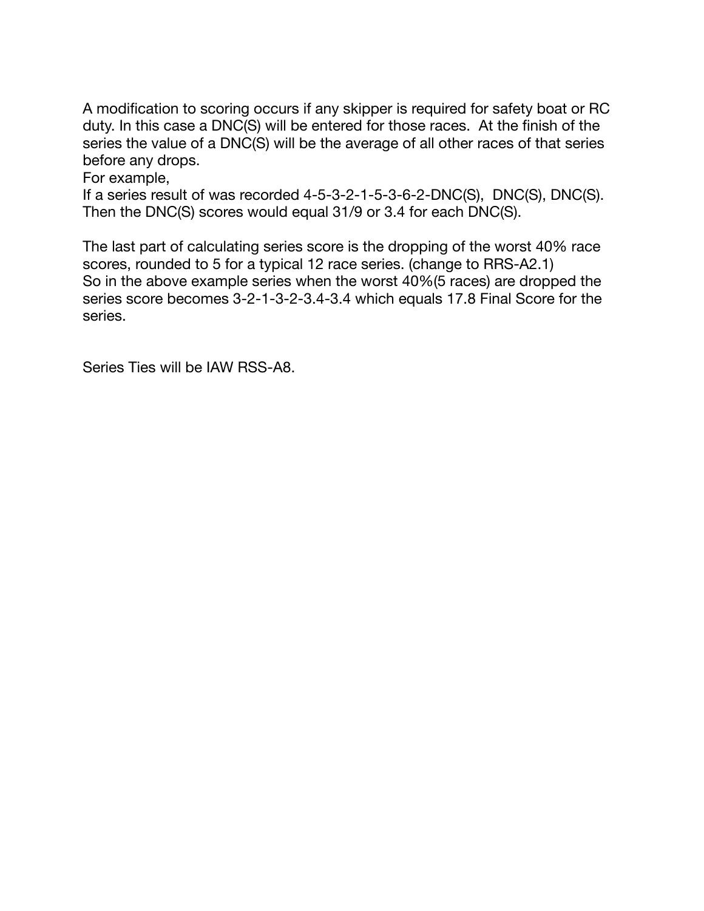A modification to scoring occurs if any skipper is required for safety boat or RC duty. In this case a DNC(S) will be entered for those races.  At the finish of the series the value of a DNC(S) will be the average of all other races of that series before any drops.
For example,
If a series result of was recorded 4-5-3-2-1-5-3-6-2-DNC(S),  DNC(S), DNC(S). Then the DNC(S) scores would equal 31/9 or 3.4 for each DNC(S).

The last part of calculating series score is the dropping of the worst 40% race scores, rounded to 5 for a typical 12 race series. (change to RRS-A2.1)
So in the above example series when the worst 40%(5 races) are dropped the series score becomes 3-2-1-3-2-3.4-3.4 which equals 17.8 Final Score for the series.

Series Ties will be IAW RSS-A8.